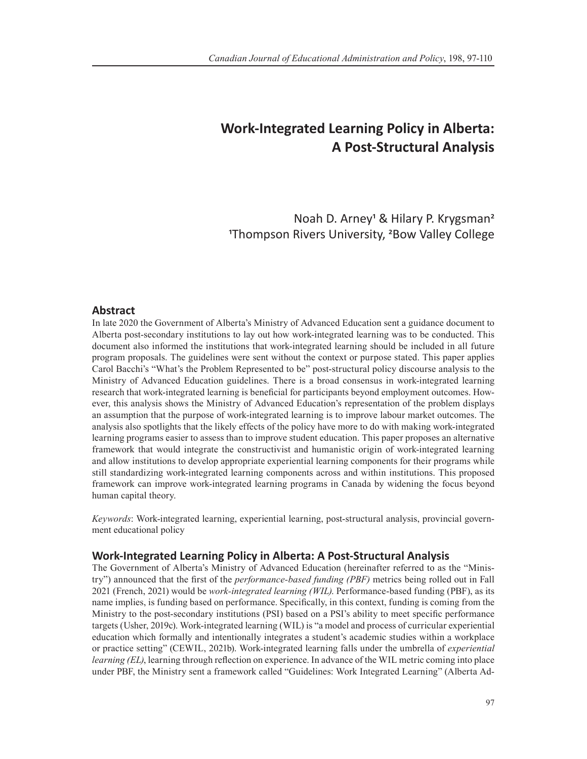# Work-Integrated Learning Policy in Alberta: A Post-Structural Analysis

Noah D. Arney[1] & Hilary P. Krygsman[2]
[1]Thompson Rivers University, [2]Bow Valley College

## Abstract

In late 2020 the Government of Alberta's Ministry of Advanced Education sent a guidance document to Alberta post-secondary institutions to lay out how work-integrated learning was to be conducted. This document also informed the institutions that work-integrated learning should be included in all future program proposals. The guidelines were sent without the context or purpose stated. This paper applies Carol Bacchi's "What's the Problem Represented to be" post-structural policy discourse analysis to the Ministry of Advanced Education guidelines. There is a broad consensus in work-integrated learning research that work-integrated learning is beneficial for participants beyond employment outcomes. However, this analysis shows the Ministry of Advanced Education's representation of the problem displays an assumption that the purpose of work-integrated learning is to improve labour market outcomes. The analysis also spotlights that the likely effects of the policy have more to do with making work-integrated learning programs easier to assess than to improve student education. This paper proposes an alternative framework that would integrate the constructivist and humanistic origin of work-integrated learning and allow institutions to develop appropriate experiential learning components for their programs while still standardizing work-integrated learning components across and within institutions. This proposed framework can improve work-integrated learning programs in Canada by widening the focus beyond human capital theory.

*Keywords*: Work-integrated learning, experiential learning, post-structural analysis, provincial government educational policy

## Work-Integrated Learning Policy in Alberta: A Post-Structural Analysis

The Government of Alberta's Ministry of Advanced Education (hereinafter referred to as the "Ministry") announced that the first of the *performance-based funding (PBF)* metrics being rolled out in Fall 2021 (French, 2021) would be *work-integrated learning (WIL)*. Performance-based funding (PBF), as its name implies, is funding based on performance. Specifically, in this context, funding is coming from the Ministry to the post-secondary institutions (PSI) based on a PSI's ability to meet specific performance targets (Usher, 2019c). Work-integrated learning (WIL) is "a model and process of curricular experiential education which formally and intentionally integrates a student's academic studies within a workplace or practice setting" (CEWIL, 2021b). Work-integrated learning falls under the umbrella of *experiential learning (EL)*, learning through reflection on experience. In advance of the WIL metric coming into place under PBF, the Ministry sent a framework called "Guidelines: Work Integrated Learning" (Alberta Ad-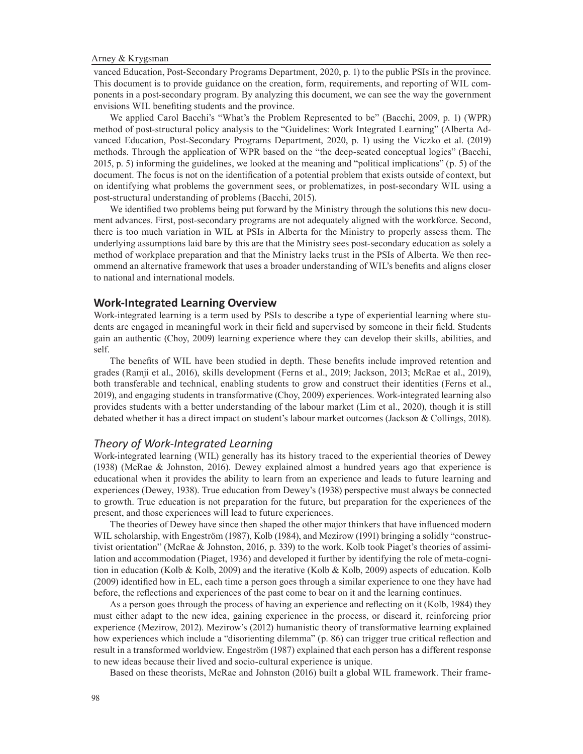vanced Education, Post-Secondary Programs Department, 2020, p. 1) to the public PSIs in the province. This document is to provide guidance on the creation, form, requirements, and reporting of WIL components in a post-secondary program. By analyzing this document, we can see the way the government envisions WIL benefiting students and the province.

We applied Carol Bacchi's "What's the Problem Represented to be" (Bacchi, 2009, p. 1) (WPR) method of post-structural policy analysis to the "Guidelines: Work Integrated Learning" (Alberta Advanced Education, Post-Secondary Programs Department, 2020, p. 1) using the Viczko et al. (2019) methods. Through the application of WPR based on the "the deep-seated conceptual logics" (Bacchi, 2015, p. 5) informing the guidelines, we looked at the meaning and "political implications" (p. 5) of the document. The focus is not on the identification of a potential problem that exists outside of context, but on identifying what problems the government sees, or problematizes, in post-secondary WIL using a post-structural understanding of problems (Bacchi, 2015).

We identified two problems being put forward by the Ministry through the solutions this new document advances. First, post-secondary programs are not adequately aligned with the workforce. Second, there is too much variation in WIL at PSIs in Alberta for the Ministry to properly assess them. The underlying assumptions laid bare by this are that the Ministry sees post-secondary education as solely a method of workplace preparation and that the Ministry lacks trust in the PSIs of Alberta. We then recommend an alternative framework that uses a broader understanding of WIL's benefits and aligns closer to national and international models.

## Work-Integrated Learning Overview

Work-integrated learning is a term used by PSIs to describe a type of experiential learning where students are engaged in meaningful work in their field and supervised by someone in their field. Students gain an authentic (Choy, 2009) learning experience where they can develop their skills, abilities, and self.

The benefits of WIL have been studied in depth. These benefits include improved retention and grades (Ramji et al., 2016), skills development (Ferns et al., 2019; Jackson, 2013; McRae et al., 2019), both transferable and technical, enabling students to grow and construct their identities (Ferns et al., 2019), and engaging students in transformative (Choy, 2009) experiences. Work-integrated learning also provides students with a better understanding of the labour market (Lim et al., 2020), though it is still debated whether it has a direct impact on student's labour market outcomes (Jackson & Collings, 2018).

### *Theory of Work-Integrated Learning*

Work-integrated learning (WIL) generally has its history traced to the experiential theories of Dewey (1938) (McRae & Johnston, 2016). Dewey explained almost a hundred years ago that experience is educational when it provides the ability to learn from an experience and leads to future learning and experiences (Dewey, 1938). True education from Dewey's (1938) perspective must always be connected to growth. True education is not preparation for the future, but preparation for the experiences of the present, and those experiences will lead to future experiences.

The theories of Dewey have since then shaped the other major thinkers that have influenced modern WIL scholarship, with Engeström (1987), Kolb (1984), and Mezirow (1991) bringing a solidly "constructivist orientation" (McRae & Johnston, 2016, p. 339) to the work. Kolb took Piaget's theories of assimilation and accommodation (Piaget, 1936) and developed it further by identifying the role of meta-cognition in education (Kolb & Kolb, 2009) and the iterative (Kolb & Kolb, 2009) aspects of education. Kolb (2009) identified how in EL, each time a person goes through a similar experience to one they have had before, the reflections and experiences of the past come to bear on it and the learning continues.

As a person goes through the process of having an experience and reflecting on it (Kolb, 1984) they must either adapt to the new idea, gaining experience in the process, or discard it, reinforcing prior experience (Mezirow, 2012). Mezirow's (2012) humanistic theory of transformative learning explained how experiences which include a "disorienting dilemma" (p. 86) can trigger true critical reflection and result in a transformed worldview. Engeström (1987) explained that each person has a different response to new ideas because their lived and socio-cultural experience is unique.

Based on these theorists, McRae and Johnston (2016) built a global WIL framework. Their frame-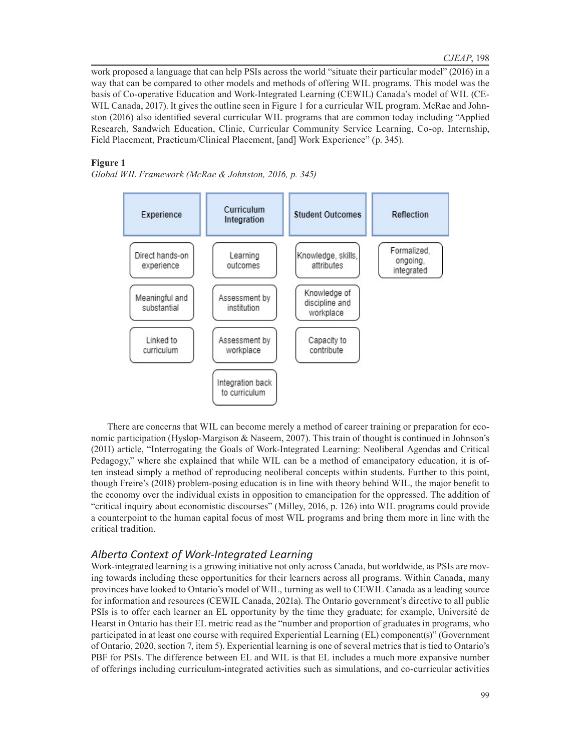work proposed a language that can help PSIs across the world "situate their particular model" (2016) in a way that can be compared to other models and methods of offering WIL programs. This model was the basis of Co-operative Education and Work-Integrated Learning (CEWIL) Canada's model of WIL (CEWIL Canada, 2017). It gives the outline seen in Figure 1 for a curricular WIL program. McRae and Johnston (2016) also identified several curricular WIL programs that are common today including "Applied Research, Sandwich Education, Clinic, Curricular Community Service Learning, Co-op, Internship, Field Placement, Practicum/Clinical Placement, [and] Work Experience" (p. 345).

**Figure 1**

*Global WIL Framework (McRae & Johnston, 2016, p. 345)*

| Experience | Curriculum Integration | Student Outcomes | Reflection |
|---|---|---|---|
| Direct hands-on experience | Learning outcomes | Knowledge, skills, attributes | Formalized, ongoing, integrated |
| Meaningful and substantial | Assessment by institution | Knowledge of discipline and workplace | |
| Linked to curriculum | Assessment by workplace | Capacity to contribute | |
| | Integration back to curriculum | | |

There are concerns that WIL can become merely a method of career training or preparation for economic participation (Hyslop-Margison & Naseem, 2007). This train of thought is continued in Johnson's (2011) article, "Interrogating the Goals of Work-Integrated Learning: Neoliberal Agendas and Critical Pedagogy," where she explained that while WIL can be a method of emancipatory education, it is often instead simply a method of reproducing neoliberal concepts within students. Further to this point, though Freire's (2018) problem-posing education is in line with theory behind WIL, the major benefit to the economy over the individual exists in opposition to emancipation for the oppressed. The addition of "critical inquiry about economistic discourses" (Milley, 2016, p. 126) into WIL programs could provide a counterpoint to the human capital focus of most WIL programs and bring them more in line with the critical tradition.

## *Alberta Context of Work-Integrated Learning*

Work-integrated learning is a growing initiative not only across Canada, but worldwide, as PSIs are moving towards including these opportunities for their learners across all programs. Within Canada, many provinces have looked to Ontario's model of WIL, turning as well to CEWIL Canada as a leading source for information and resources (CEWIL Canada, 2021a). The Ontario government's directive to all public PSIs is to offer each learner an EL opportunity by the time they graduate; for example, Université de Hearst in Ontario has their EL metric read as the "number and proportion of graduates in programs, who participated in at least one course with required Experiential Learning (EL) component(s)" (Government of Ontario, 2020, section 7, item 5). Experiential learning is one of several metrics that is tied to Ontario's PBF for PSIs. The difference between EL and WIL is that EL includes a much more expansive number of offerings including curriculum-integrated activities such as simulations, and co-curricular activities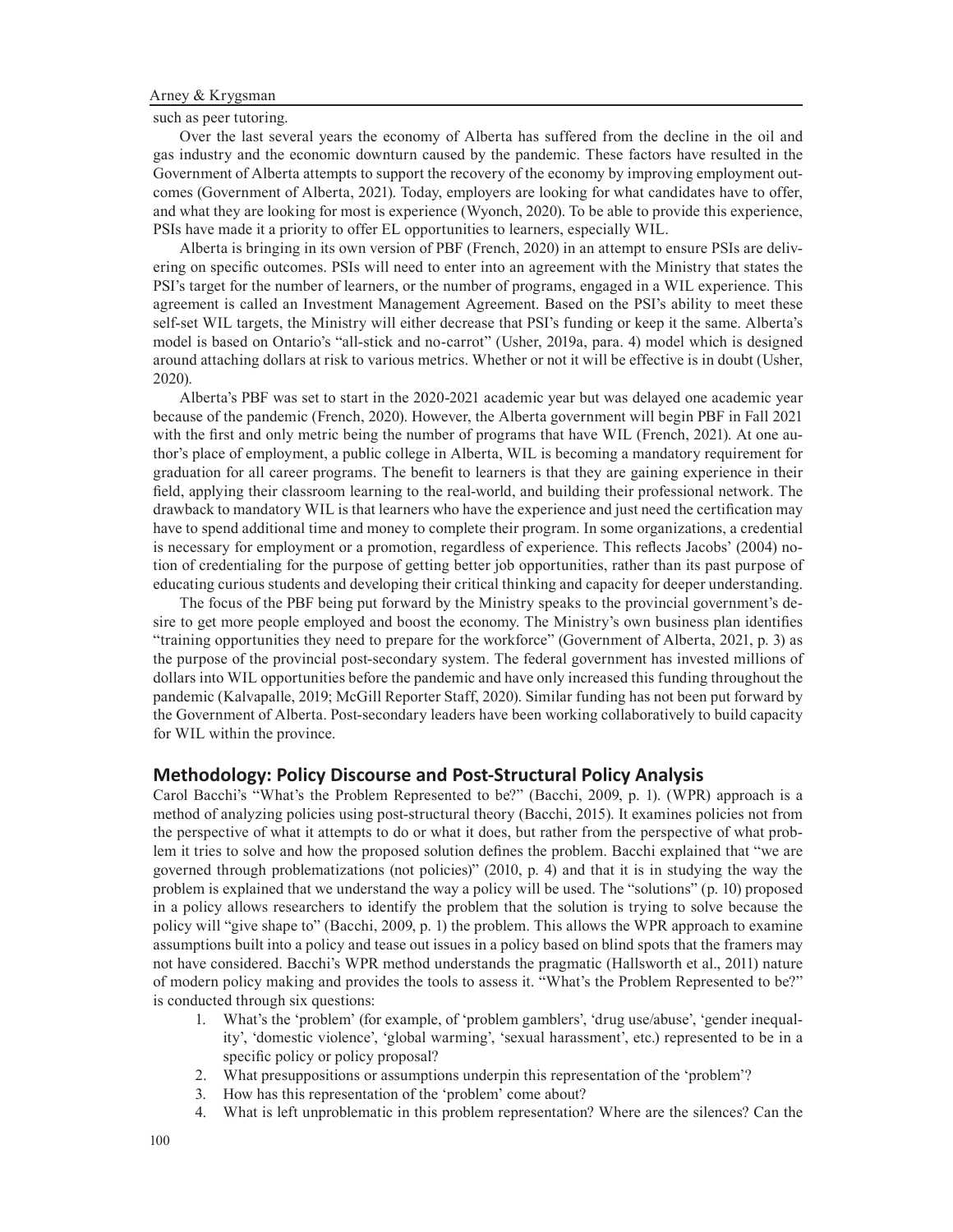such as peer tutoring.

Over the last several years the economy of Alberta has suffered from the decline in the oil and gas industry and the economic downturn caused by the pandemic. These factors have resulted in the Government of Alberta attempts to support the recovery of the economy by improving employment outcomes (Government of Alberta, 2021). Today, employers are looking for what candidates have to offer, and what they are looking for most is experience (Wyonch, 2020). To be able to provide this experience, PSIs have made it a priority to offer EL opportunities to learners, especially WIL.

Alberta is bringing in its own version of PBF (French, 2020) in an attempt to ensure PSIs are delivering on specific outcomes. PSIs will need to enter into an agreement with the Ministry that states the PSI's target for the number of learners, or the number of programs, engaged in a WIL experience. This agreement is called an Investment Management Agreement. Based on the PSI's ability to meet these self-set WIL targets, the Ministry will either decrease that PSI's funding or keep it the same. Alberta's model is based on Ontario's "all-stick and no-carrot" (Usher, 2019a, para. 4) model which is designed around attaching dollars at risk to various metrics. Whether or not it will be effective is in doubt (Usher, 2020).

Alberta's PBF was set to start in the 2020-2021 academic year but was delayed one academic year because of the pandemic (French, 2020). However, the Alberta government will begin PBF in Fall 2021 with the first and only metric being the number of programs that have WIL (French, 2021). At one author's place of employment, a public college in Alberta, WIL is becoming a mandatory requirement for graduation for all career programs. The benefit to learners is that they are gaining experience in their field, applying their classroom learning to the real-world, and building their professional network. The drawback to mandatory WIL is that learners who have the experience and just need the certification may have to spend additional time and money to complete their program. In some organizations, a credential is necessary for employment or a promotion, regardless of experience. This reflects Jacobs' (2004) notion of credentialing for the purpose of getting better job opportunities, rather than its past purpose of educating curious students and developing their critical thinking and capacity for deeper understanding.

The focus of the PBF being put forward by the Ministry speaks to the provincial government's desire to get more people employed and boost the economy. The Ministry's own business plan identifies "training opportunities they need to prepare for the workforce" (Government of Alberta, 2021, p. 3) as the purpose of the provincial post-secondary system. The federal government has invested millions of dollars into WIL opportunities before the pandemic and have only increased this funding throughout the pandemic (Kalvapalle, 2019; McGill Reporter Staff, 2020). Similar funding has not been put forward by the Government of Alberta. Post-secondary leaders have been working collaboratively to build capacity for WIL within the province.

## Methodology: Policy Discourse and Post-Structural Policy Analysis

Carol Bacchi's "What's the Problem Represented to be?" (Bacchi, 2009, p. 1). (WPR) approach is a method of analyzing policies using post-structural theory (Bacchi, 2015). It examines policies not from the perspective of what it attempts to do or what it does, but rather from the perspective of what problem it tries to solve and how the proposed solution defines the problem. Bacchi explained that "we are governed through problematizations (not policies)" (2010, p. 4) and that it is in studying the way the problem is explained that we understand the way a policy will be used. The "solutions" (p. 10) proposed in a policy allows researchers to identify the problem that the solution is trying to solve because the policy will "give shape to" (Bacchi, 2009, p. 1) the problem. This allows the WPR approach to examine assumptions built into a policy and tease out issues in a policy based on blind spots that the framers may not have considered. Bacchi's WPR method understands the pragmatic (Hallsworth et al., 2011) nature of modern policy making and provides the tools to assess it. "What's the Problem Represented to be?" is conducted through six questions:

1. What's the 'problem' (for example, of 'problem gamblers', 'drug use/abuse', 'gender inequality', 'domestic violence', 'global warming', 'sexual harassment', etc.) represented to be in a specific policy or policy proposal?
2. What presuppositions or assumptions underpin this representation of the 'problem'?
3. How has this representation of the 'problem' come about?
4. What is left unproblematic in this problem representation? Where are the silences? Can the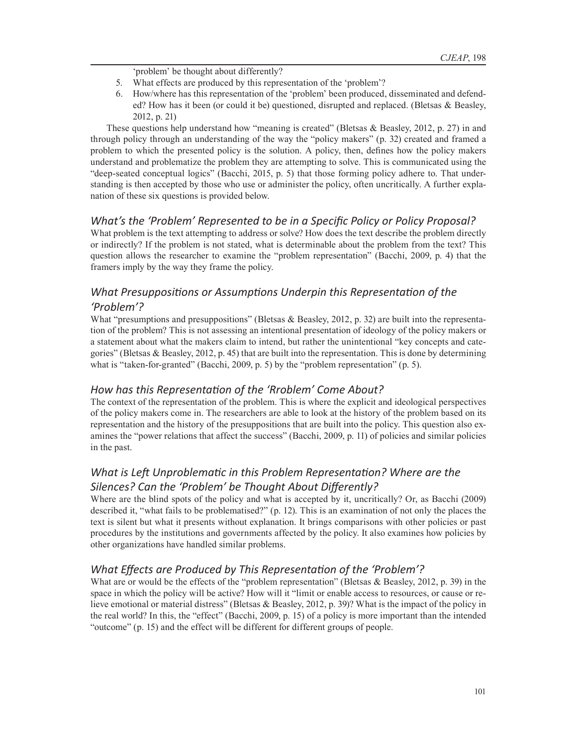'problem' be thought about differently?

5. What effects are produced by this representation of the 'problem'?
6. How/where has this representation of the 'problem' been produced, disseminated and defended? How has it been (or could it be) questioned, disrupted and replaced. (Bletsas & Beasley, 2012, p. 21)

These questions help understand how "meaning is created" (Bletsas & Beasley, 2012, p. 27) in and through policy through an understanding of the way the "policy makers" (p. 32) created and framed a problem to which the presented policy is the solution. A policy, then, defines how the policy makers understand and problematize the problem they are attempting to solve. This is communicated using the "deep-seated conceptual logics" (Bacchi, 2015, p. 5) that those forming policy adhere to. That understanding is then accepted by those who use or administer the policy, often uncritically. A further explanation of these six questions is provided below.

### *What's the 'Problem' Represented to be in a Specific Policy or Policy Proposal?*

What problem is the text attempting to address or solve? How does the text describe the problem directly or indirectly? If the problem is not stated, what is determinable about the problem from the text? This question allows the researcher to examine the "problem representation" (Bacchi, 2009, p. 4) that the framers imply by the way they frame the policy.

### *What Presuppositions or Assumptions Underpin this Representation of the 'Problem'?*

What "presumptions and presuppositions" (Bletsas & Beasley, 2012, p. 32) are built into the representation of the problem? This is not assessing an intentional presentation of ideology of the policy makers or a statement about what the makers claim to intend, but rather the unintentional "key concepts and categories" (Bletsas & Beasley, 2012, p. 45) that are built into the representation. This is done by determining what is "taken-for-granted" (Bacchi, 2009, p. 5) by the "problem representation" (p. 5).

### *How has this Representation of the 'Rroblem' Come About?*

The context of the representation of the problem. This is where the explicit and ideological perspectives of the policy makers come in. The researchers are able to look at the history of the problem based on its representation and the history of the presuppositions that are built into the policy. This question also examines the "power relations that affect the success" (Bacchi, 2009, p. 11) of policies and similar policies in the past.

### *What is Left Unproblematic in this Problem Representation? Where are the Silences? Can the 'Problem' be Thought About Differently?*

Where are the blind spots of the policy and what is accepted by it, uncritically? Or, as Bacchi (2009) described it, "what fails to be problematised?" (p. 12). This is an examination of not only the places the text is silent but what it presents without explanation. It brings comparisons with other policies or past procedures by the institutions and governments affected by the policy. It also examines how policies by other organizations have handled similar problems.

### *What Effects are Produced by This Representation of the 'Problem'?*

What are or would be the effects of the "problem representation" (Bletsas & Beasley, 2012, p. 39) in the space in which the policy will be active? How will it "limit or enable access to resources, or cause or relieve emotional or material distress" (Bletsas & Beasley, 2012, p. 39)? What is the impact of the policy in the real world? In this, the "effect" (Bacchi, 2009, p. 15) of a policy is more important than the intended "outcome" (p. 15) and the effect will be different for different groups of people.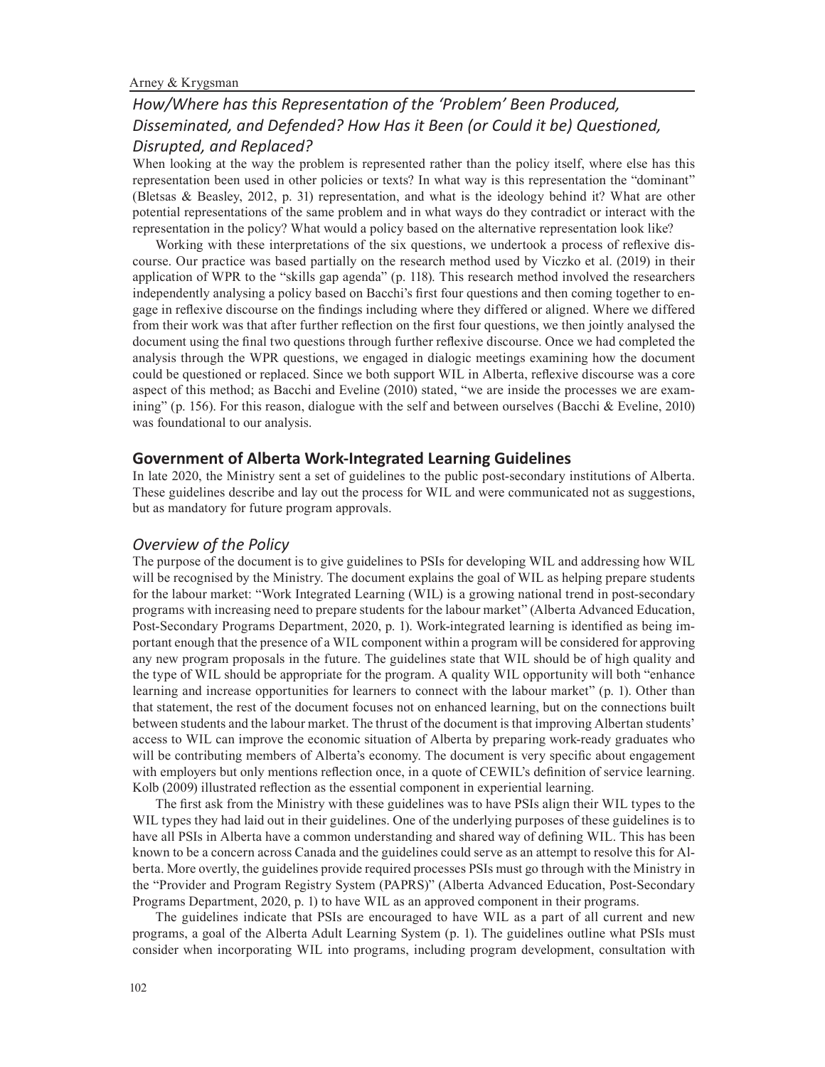### *How/Where has this Representation of the 'Problem' Been Produced, Disseminated, and Defended? How Has it Been (or Could it be) Questioned, Disrupted, and Replaced?*

When looking at the way the problem is represented rather than the policy itself, where else has this representation been used in other policies or texts? In what way is this representation the "dominant" (Bletsas & Beasley, 2012, p. 31) representation, and what is the ideology behind it? What are other potential representations of the same problem and in what ways do they contradict or interact with the representation in the policy? What would a policy based on the alternative representation look like?

Working with these interpretations of the six questions, we undertook a process of reflexive discourse. Our practice was based partially on the research method used by Viczko et al. (2019) in their application of WPR to the "skills gap agenda" (p. 118). This research method involved the researchers independently analysing a policy based on Bacchi's first four questions and then coming together to engage in reflexive discourse on the findings including where they differed or aligned. Where we differed from their work was that after further reflection on the first four questions, we then jointly analysed the document using the final two questions through further reflexive discourse. Once we had completed the analysis through the WPR questions, we engaged in dialogic meetings examining how the document could be questioned or replaced. Since we both support WIL in Alberta, reflexive discourse was a core aspect of this method; as Bacchi and Eveline (2010) stated, "we are inside the processes we are examining" (p. 156). For this reason, dialogue with the self and between ourselves (Bacchi & Eveline, 2010) was foundational to our analysis.

## Government of Alberta Work-Integrated Learning Guidelines

In late 2020, the Ministry sent a set of guidelines to the public post-secondary institutions of Alberta. These guidelines describe and lay out the process for WIL and were communicated not as suggestions, but as mandatory for future program approvals.

### *Overview of the Policy*

The purpose of the document is to give guidelines to PSIs for developing WIL and addressing how WIL will be recognised by the Ministry. The document explains the goal of WIL as helping prepare students for the labour market: "Work Integrated Learning (WIL) is a growing national trend in post-secondary programs with increasing need to prepare students for the labour market" (Alberta Advanced Education, Post-Secondary Programs Department, 2020, p. 1). Work-integrated learning is identified as being important enough that the presence of a WIL component within a program will be considered for approving any new program proposals in the future. The guidelines state that WIL should be of high quality and the type of WIL should be appropriate for the program. A quality WIL opportunity will both "enhance learning and increase opportunities for learners to connect with the labour market" (p. 1). Other than that statement, the rest of the document focuses not on enhanced learning, but on the connections built between students and the labour market. The thrust of the document is that improving Albertan students' access to WIL can improve the economic situation of Alberta by preparing work-ready graduates who will be contributing members of Alberta's economy. The document is very specific about engagement with employers but only mentions reflection once, in a quote of CEWIL's definition of service learning. Kolb (2009) illustrated reflection as the essential component in experiential learning.

The first ask from the Ministry with these guidelines was to have PSIs align their WIL types to the WIL types they had laid out in their guidelines. One of the underlying purposes of these guidelines is to have all PSIs in Alberta have a common understanding and shared way of defining WIL. This has been known to be a concern across Canada and the guidelines could serve as an attempt to resolve this for Alberta. More overtly, the guidelines provide required processes PSIs must go through with the Ministry in the "Provider and Program Registry System (PAPRS)" (Alberta Advanced Education, Post-Secondary Programs Department, 2020, p. 1) to have WIL as an approved component in their programs.

The guidelines indicate that PSIs are encouraged to have WIL as a part of all current and new programs, a goal of the Alberta Adult Learning System (p. 1). The guidelines outline what PSIs must consider when incorporating WIL into programs, including program development, consultation with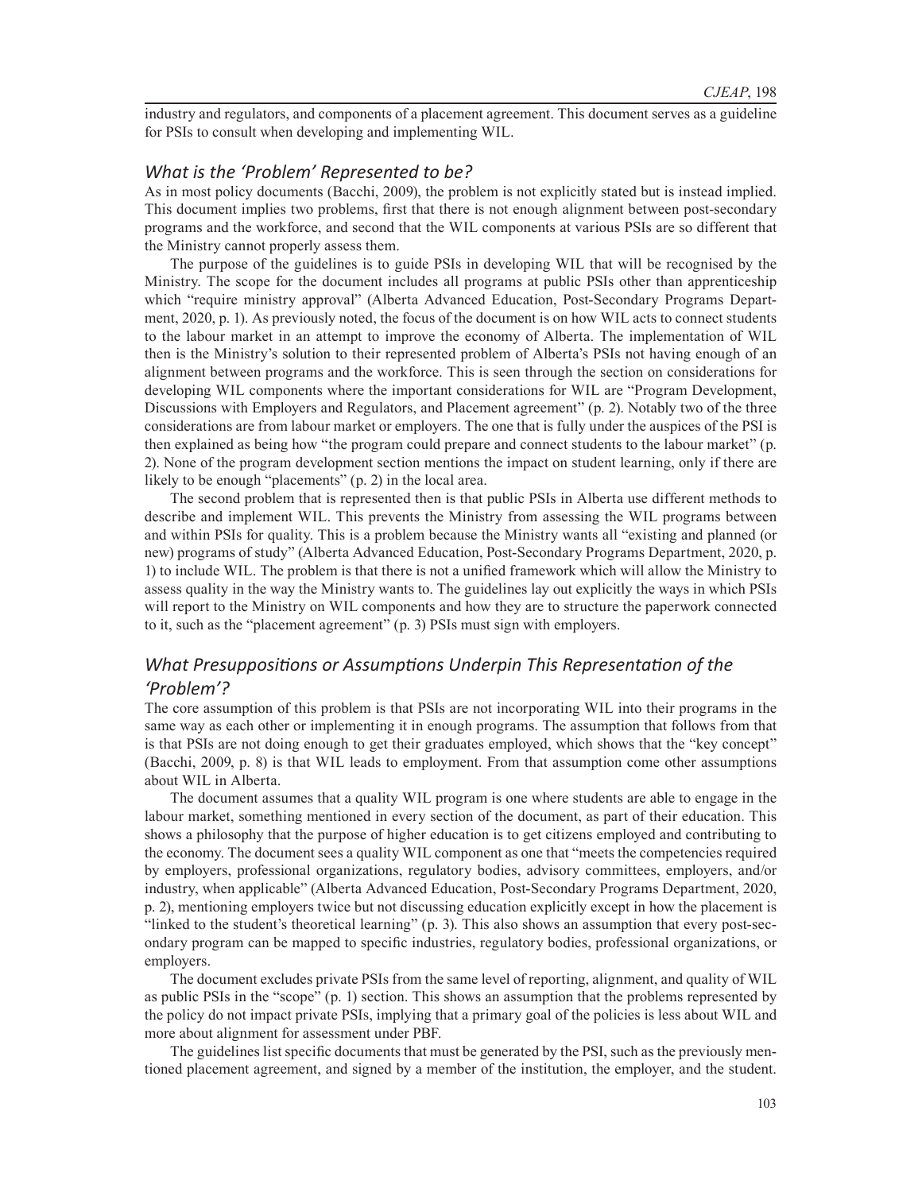industry and regulators, and components of a placement agreement. This document serves as a guideline for PSIs to consult when developing and implementing WIL.

### *What is the 'Problem' Represented to be?*

As in most policy documents (Bacchi, 2009), the problem is not explicitly stated but is instead implied. This document implies two problems, first that there is not enough alignment between post-secondary programs and the workforce, and second that the WIL components at various PSIs are so different that the Ministry cannot properly assess them.

The purpose of the guidelines is to guide PSIs in developing WIL that will be recognised by the Ministry. The scope for the document includes all programs at public PSIs other than apprenticeship which "require ministry approval" (Alberta Advanced Education, Post-Secondary Programs Department, 2020, p. 1). As previously noted, the focus of the document is on how WIL acts to connect students to the labour market in an attempt to improve the economy of Alberta. The implementation of WIL then is the Ministry's solution to their represented problem of Alberta's PSIs not having enough of an alignment between programs and the workforce. This is seen through the section on considerations for developing WIL components where the important considerations for WIL are "Program Development, Discussions with Employers and Regulators, and Placement agreement" (p. 2). Notably two of the three considerations are from labour market or employers. The one that is fully under the auspices of the PSI is then explained as being how "the program could prepare and connect students to the labour market" (p. 2). None of the program development section mentions the impact on student learning, only if there are likely to be enough "placements" (p. 2) in the local area.

The second problem that is represented then is that public PSIs in Alberta use different methods to describe and implement WIL. This prevents the Ministry from assessing the WIL programs between and within PSIs for quality. This is a problem because the Ministry wants all "existing and planned (or new) programs of study" (Alberta Advanced Education, Post-Secondary Programs Department, 2020, p. 1) to include WIL. The problem is that there is not a unified framework which will allow the Ministry to assess quality in the way the Ministry wants to. The guidelines lay out explicitly the ways in which PSIs will report to the Ministry on WIL components and how they are to structure the paperwork connected to it, such as the "placement agreement" (p. 3) PSIs must sign with employers.

### *What Presuppositions or Assumptions Underpin This Representation of the 'Problem'?*

The core assumption of this problem is that PSIs are not incorporating WIL into their programs in the same way as each other or implementing it in enough programs. The assumption that follows from that is that PSIs are not doing enough to get their graduates employed, which shows that the "key concept" (Bacchi, 2009, p. 8) is that WIL leads to employment. From that assumption come other assumptions about WIL in Alberta.

The document assumes that a quality WIL program is one where students are able to engage in the labour market, something mentioned in every section of the document, as part of their education. This shows a philosophy that the purpose of higher education is to get citizens employed and contributing to the economy. The document sees a quality WIL component as one that "meets the competencies required by employers, professional organizations, regulatory bodies, advisory committees, employers, and/or industry, when applicable" (Alberta Advanced Education, Post-Secondary Programs Department, 2020, p. 2), mentioning employers twice but not discussing education explicitly except in how the placement is "linked to the student's theoretical learning" (p. 3). This also shows an assumption that every post-secondary program can be mapped to specific industries, regulatory bodies, professional organizations, or employers.

The document excludes private PSIs from the same level of reporting, alignment, and quality of WIL as public PSIs in the "scope" (p. 1) section. This shows an assumption that the problems represented by the policy do not impact private PSIs, implying that a primary goal of the policies is less about WIL and more about alignment for assessment under PBF.

The guidelines list specific documents that must be generated by the PSI, such as the previously mentioned placement agreement, and signed by a member of the institution, the employer, and the student.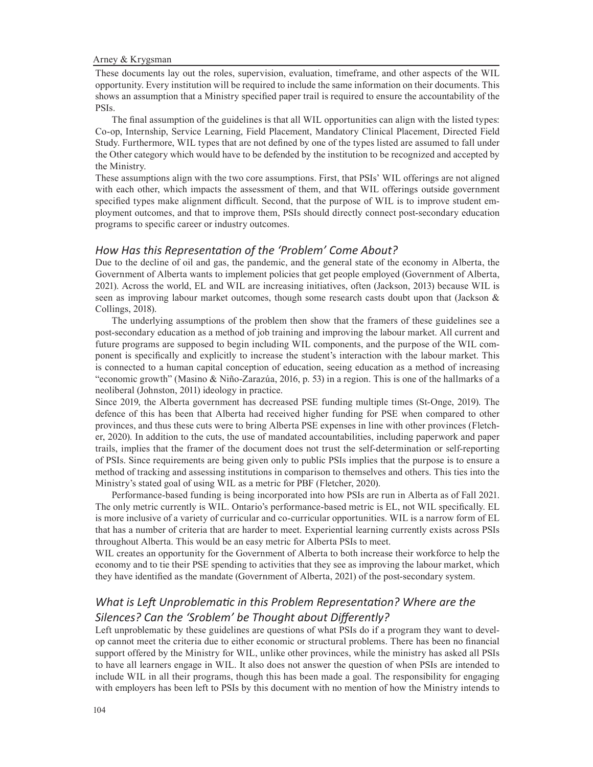These documents lay out the roles, supervision, evaluation, timeframe, and other aspects of the WIL opportunity. Every institution will be required to include the same information on their documents. This shows an assumption that a Ministry specified paper trail is required to ensure the accountability of the PSIs.

The final assumption of the guidelines is that all WIL opportunities can align with the listed types: Co-op, Internship, Service Learning, Field Placement, Mandatory Clinical Placement, Directed Field Study. Furthermore, WIL types that are not defined by one of the types listed are assumed to fall under the Other category which would have to be defended by the institution to be recognized and accepted by the Ministry.

These assumptions align with the two core assumptions. First, that PSIs' WIL offerings are not aligned with each other, which impacts the assessment of them, and that WIL offerings outside government specified types make alignment difficult. Second, that the purpose of WIL is to improve student employment outcomes, and that to improve them, PSIs should directly connect post-secondary education programs to specific career or industry outcomes.

### *How Has this Representation of the 'Problem' Come About?*

Due to the decline of oil and gas, the pandemic, and the general state of the economy in Alberta, the Government of Alberta wants to implement policies that get people employed (Government of Alberta, 2021). Across the world, EL and WIL are increasing initiatives, often (Jackson, 2013) because WIL is seen as improving labour market outcomes, though some research casts doubt upon that (Jackson & Collings, 2018).

The underlying assumptions of the problem then show that the framers of these guidelines see a post-secondary education as a method of job training and improving the labour market. All current and future programs are supposed to begin including WIL components, and the purpose of the WIL component is specifically and explicitly to increase the student's interaction with the labour market. This is connected to a human capital conception of education, seeing education as a method of increasing "economic growth" (Masino & Niño-Zarazúa, 2016, p. 53) in a region. This is one of the hallmarks of a neoliberal (Johnston, 2011) ideology in practice.

Since 2019, the Alberta government has decreased PSE funding multiple times (St-Onge, 2019). The defence of this has been that Alberta had received higher funding for PSE when compared to other provinces, and thus these cuts were to bring Alberta PSE expenses in line with other provinces (Fletcher, 2020). In addition to the cuts, the use of mandated accountabilities, including paperwork and paper trails, implies that the framer of the document does not trust the self-determination or self-reporting of PSIs. Since requirements are being given only to public PSIs implies that the purpose is to ensure a method of tracking and assessing institutions in comparison to themselves and others. This ties into the Ministry's stated goal of using WIL as a metric for PBF (Fletcher, 2020).

Performance-based funding is being incorporated into how PSIs are run in Alberta as of Fall 2021. The only metric currently is WIL. Ontario's performance-based metric is EL, not WIL specifically. EL is more inclusive of a variety of curricular and co-curricular opportunities. WIL is a narrow form of EL that has a number of criteria that are harder to meet. Experiential learning currently exists across PSIs throughout Alberta. This would be an easy metric for Alberta PSIs to meet.

WIL creates an opportunity for the Government of Alberta to both increase their workforce to help the economy and to tie their PSE spending to activities that they see as improving the labour market, which they have identified as the mandate (Government of Alberta, 2021) of the post-secondary system.

### *What is Left Unproblematic in this Problem Representation? Where are the Silences? Can the 'Sroblem' be Thought about Differently?*

Left unproblematic by these guidelines are questions of what PSIs do if a program they want to develop cannot meet the criteria due to either economic or structural problems. There has been no financial support offered by the Ministry for WIL, unlike other provinces, while the ministry has asked all PSIs to have all learners engage in WIL. It also does not answer the question of when PSIs are intended to include WIL in all their programs, though this has been made a goal. The responsibility for engaging with employers has been left to PSIs by this document with no mention of how the Ministry intends to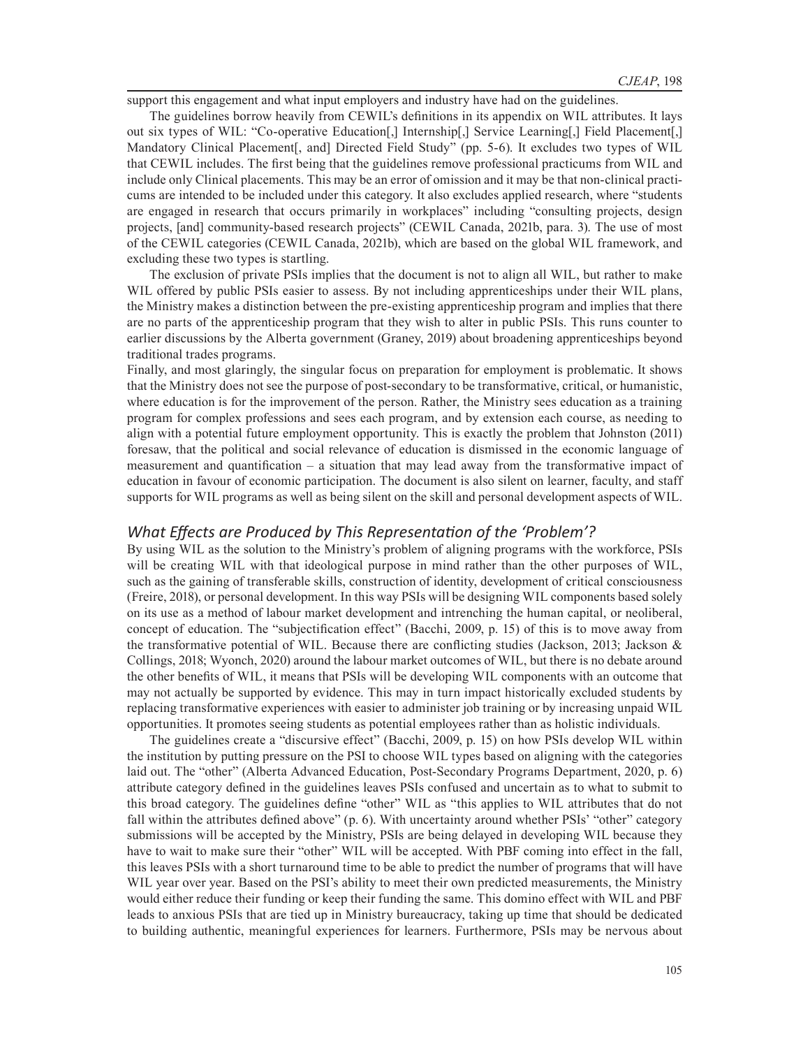support this engagement and what input employers and industry have had on the guidelines.

The guidelines borrow heavily from CEWIL's definitions in its appendix on WIL attributes. It lays out six types of WIL: "Co-operative Education[,] Internship[,] Service Learning[,] Field Placement[,] Mandatory Clinical Placement[, and] Directed Field Study" (pp. 5-6). It excludes two types of WIL that CEWIL includes. The first being that the guidelines remove professional practicums from WIL and include only Clinical placements. This may be an error of omission and it may be that non-clinical practicums are intended to be included under this category. It also excludes applied research, where "students are engaged in research that occurs primarily in workplaces" including "consulting projects, design projects, [and] community-based research projects" (CEWIL Canada, 2021b, para. 3). The use of most of the CEWIL categories (CEWIL Canada, 2021b), which are based on the global WIL framework, and excluding these two types is startling.

The exclusion of private PSIs implies that the document is not to align all WIL, but rather to make WIL offered by public PSIs easier to assess. By not including apprenticeships under their WIL plans, the Ministry makes a distinction between the pre-existing apprenticeship program and implies that there are no parts of the apprenticeship program that they wish to alter in public PSIs. This runs counter to earlier discussions by the Alberta government (Graney, 2019) about broadening apprenticeships beyond traditional trades programs.

Finally, and most glaringly, the singular focus on preparation for employment is problematic. It shows that the Ministry does not see the purpose of post-secondary to be transformative, critical, or humanistic, where education is for the improvement of the person. Rather, the Ministry sees education as a training program for complex professions and sees each program, and by extension each course, as needing to align with a potential future employment opportunity. This is exactly the problem that Johnston (2011) foresaw, that the political and social relevance of education is dismissed in the economic language of measurement and quantification – a situation that may lead away from the transformative impact of education in favour of economic participation. The document is also silent on learner, faculty, and staff supports for WIL programs as well as being silent on the skill and personal development aspects of WIL.

## *What Effects are Produced by This Representation of the 'Problem'?*

By using WIL as the solution to the Ministry's problem of aligning programs with the workforce, PSIs will be creating WIL with that ideological purpose in mind rather than the other purposes of WIL, such as the gaining of transferable skills, construction of identity, development of critical consciousness (Freire, 2018), or personal development. In this way PSIs will be designing WIL components based solely on its use as a method of labour market development and intrenching the human capital, or neoliberal, concept of education. The "subjectification effect" (Bacchi, 2009, p. 15) of this is to move away from the transformative potential of WIL. Because there are conflicting studies (Jackson, 2013; Jackson & Collings, 2018; Wyonch, 2020) around the labour market outcomes of WIL, but there is no debate around the other benefits of WIL, it means that PSIs will be developing WIL components with an outcome that may not actually be supported by evidence. This may in turn impact historically excluded students by replacing transformative experiences with easier to administer job training or by increasing unpaid WIL opportunities. It promotes seeing students as potential employees rather than as holistic individuals.

The guidelines create a "discursive effect" (Bacchi, 2009, p. 15) on how PSIs develop WIL within the institution by putting pressure on the PSI to choose WIL types based on aligning with the categories laid out. The "other" (Alberta Advanced Education, Post-Secondary Programs Department, 2020, p. 6) attribute category defined in the guidelines leaves PSIs confused and uncertain as to what to submit to this broad category. The guidelines define "other" WIL as "this applies to WIL attributes that do not fall within the attributes defined above" (p. 6). With uncertainty around whether PSIs' "other" category submissions will be accepted by the Ministry, PSIs are being delayed in developing WIL because they have to wait to make sure their "other" WIL will be accepted. With PBF coming into effect in the fall, this leaves PSIs with a short turnaround time to be able to predict the number of programs that will have WIL year over year. Based on the PSI's ability to meet their own predicted measurements, the Ministry would either reduce their funding or keep their funding the same. This domino effect with WIL and PBF leads to anxious PSIs that are tied up in Ministry bureaucracy, taking up time that should be dedicated to building authentic, meaningful experiences for learners. Furthermore, PSIs may be nervous about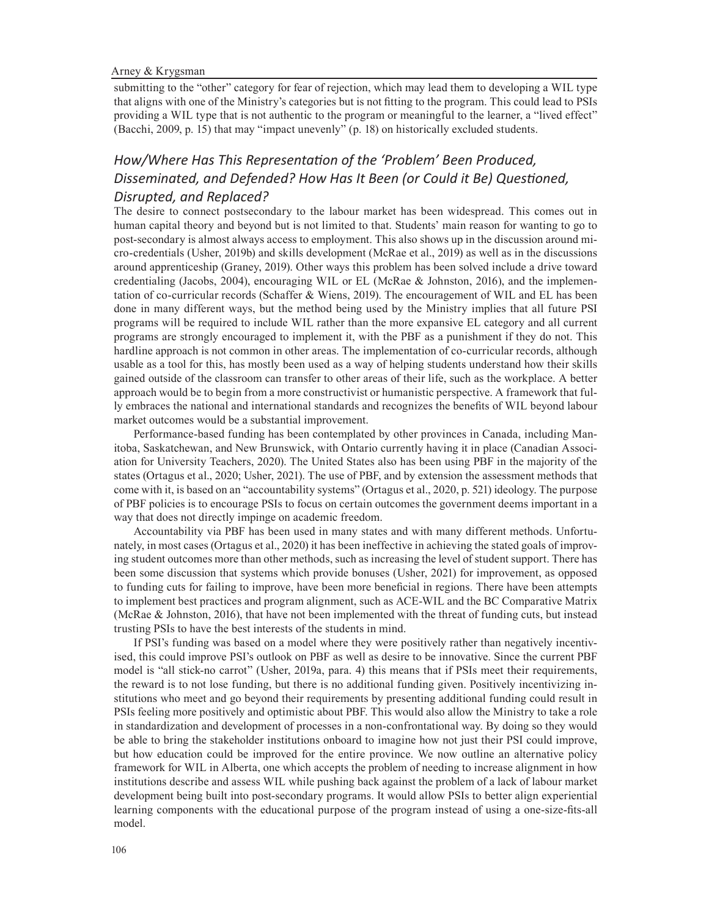submitting to the "other" category for fear of rejection, which may lead them to developing a WIL type that aligns with one of the Ministry's categories but is not fitting to the program. This could lead to PSIs providing a WIL type that is not authentic to the program or meaningful to the learner, a "lived effect" (Bacchi, 2009, p. 15) that may "impact unevenly" (p. 18) on historically excluded students.

### *How/Where Has This Representation of the 'Problem' Been Produced, Disseminated, and Defended? How Has It Been (or Could it Be) Questioned, Disrupted, and Replaced?*

The desire to connect postsecondary to the labour market has been widespread. This comes out in human capital theory and beyond but is not limited to that. Students' main reason for wanting to go to post-secondary is almost always access to employment. This also shows up in the discussion around micro-credentials (Usher, 2019b) and skills development (McRae et al., 2019) as well as in the discussions around apprenticeship (Graney, 2019). Other ways this problem has been solved include a drive toward credentialing (Jacobs, 2004), encouraging WIL or EL (McRae & Johnston, 2016), and the implementation of co-curricular records (Schaffer & Wiens, 2019). The encouragement of WIL and EL has been done in many different ways, but the method being used by the Ministry implies that all future PSI programs will be required to include WIL rather than the more expansive EL category and all current programs are strongly encouraged to implement it, with the PBF as a punishment if they do not. This hardline approach is not common in other areas. The implementation of co-curricular records, although usable as a tool for this, has mostly been used as a way of helping students understand how their skills gained outside of the classroom can transfer to other areas of their life, such as the workplace. A better approach would be to begin from a more constructivist or humanistic perspective. A framework that fully embraces the national and international standards and recognizes the benefits of WIL beyond labour market outcomes would be a substantial improvement.

Performance-based funding has been contemplated by other provinces in Canada, including Manitoba, Saskatchewan, and New Brunswick, with Ontario currently having it in place (Canadian Association for University Teachers, 2020). The United States also has been using PBF in the majority of the states (Ortagus et al., 2020; Usher, 2021). The use of PBF, and by extension the assessment methods that come with it, is based on an "accountability systems" (Ortagus et al., 2020, p. 521) ideology. The purpose of PBF policies is to encourage PSIs to focus on certain outcomes the government deems important in a way that does not directly impinge on academic freedom.

Accountability via PBF has been used in many states and with many different methods. Unfortunately, in most cases (Ortagus et al., 2020) it has been ineffective in achieving the stated goals of improving student outcomes more than other methods, such as increasing the level of student support. There has been some discussion that systems which provide bonuses (Usher, 2021) for improvement, as opposed to funding cuts for failing to improve, have been more beneficial in regions. There have been attempts to implement best practices and program alignment, such as ACE-WIL and the BC Comparative Matrix (McRae & Johnston, 2016), that have not been implemented with the threat of funding cuts, but instead trusting PSIs to have the best interests of the students in mind.

If PSI's funding was based on a model where they were positively rather than negatively incentivised, this could improve PSI's outlook on PBF as well as desire to be innovative. Since the current PBF model is "all stick-no carrot" (Usher, 2019a, para. 4) this means that if PSIs meet their requirements, the reward is to not lose funding, but there is no additional funding given. Positively incentivizing institutions who meet and go beyond their requirements by presenting additional funding could result in PSIs feeling more positively and optimistic about PBF. This would also allow the Ministry to take a role in standardization and development of processes in a non-confrontational way. By doing so they would be able to bring the stakeholder institutions onboard to imagine how not just their PSI could improve, but how education could be improved for the entire province. We now outline an alternative policy framework for WIL in Alberta, one which accepts the problem of needing to increase alignment in how institutions describe and assess WIL while pushing back against the problem of a lack of labour market development being built into post-secondary programs. It would allow PSIs to better align experiential learning components with the educational purpose of the program instead of using a one-size-fits-all model.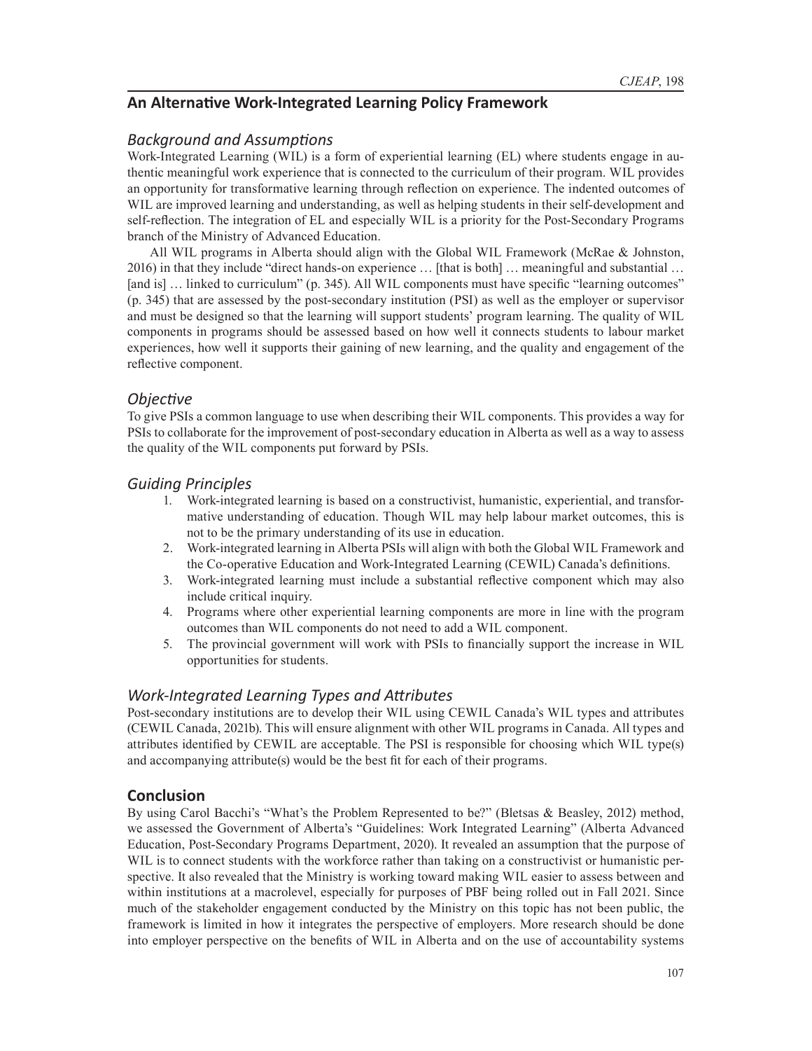## An Alternative Work-Integrated Learning Policy Framework

### *Background and Assumptions*

Work-Integrated Learning (WIL) is a form of experiential learning (EL) where students engage in authentic meaningful work experience that is connected to the curriculum of their program. WIL provides an opportunity for transformative learning through reflection on experience. The indented outcomes of WIL are improved learning and understanding, as well as helping students in their self-development and self-reflection. The integration of EL and especially WIL is a priority for the Post-Secondary Programs branch of the Ministry of Advanced Education.

All WIL programs in Alberta should align with the Global WIL Framework (McRae & Johnston, 2016) in that they include "direct hands-on experience … [that is both] … meaningful and substantial … [and is] … linked to curriculum" (p. 345). All WIL components must have specific "learning outcomes" (p. 345) that are assessed by the post-secondary institution (PSI) as well as the employer or supervisor and must be designed so that the learning will support students' program learning. The quality of WIL components in programs should be assessed based on how well it connects students to labour market experiences, how well it supports their gaining of new learning, and the quality and engagement of the reflective component.

### *Objective*

To give PSIs a common language to use when describing their WIL components. This provides a way for PSIs to collaborate for the improvement of post-secondary education in Alberta as well as a way to assess the quality of the WIL components put forward by PSIs.

### *Guiding Principles*

1. Work-integrated learning is based on a constructivist, humanistic, experiential, and transformative understanding of education. Though WIL may help labour market outcomes, this is not to be the primary understanding of its use in education.
2. Work-integrated learning in Alberta PSIs will align with both the Global WIL Framework and the Co-operative Education and Work-Integrated Learning (CEWIL) Canada's definitions.
3. Work-integrated learning must include a substantial reflective component which may also include critical inquiry.
4. Programs where other experiential learning components are more in line with the program outcomes than WIL components do not need to add a WIL component.
5. The provincial government will work with PSIs to financially support the increase in WIL opportunities for students.

### *Work-Integrated Learning Types and Attributes*

Post-secondary institutions are to develop their WIL using CEWIL Canada's WIL types and attributes (CEWIL Canada, 2021b). This will ensure alignment with other WIL programs in Canada. All types and attributes identified by CEWIL are acceptable. The PSI is responsible for choosing which WIL type(s) and accompanying attribute(s) would be the best fit for each of their programs.

## Conclusion

By using Carol Bacchi's "What's the Problem Represented to be?" (Bletsas & Beasley, 2012) method, we assessed the Government of Alberta's "Guidelines: Work Integrated Learning" (Alberta Advanced Education, Post-Secondary Programs Department, 2020). It revealed an assumption that the purpose of WIL is to connect students with the workforce rather than taking on a constructivist or humanistic perspective. It also revealed that the Ministry is working toward making WIL easier to assess between and within institutions at a macrolevel, especially for purposes of PBF being rolled out in Fall 2021. Since much of the stakeholder engagement conducted by the Ministry on this topic has not been public, the framework is limited in how it integrates the perspective of employers. More research should be done into employer perspective on the benefits of WIL in Alberta and on the use of accountability systems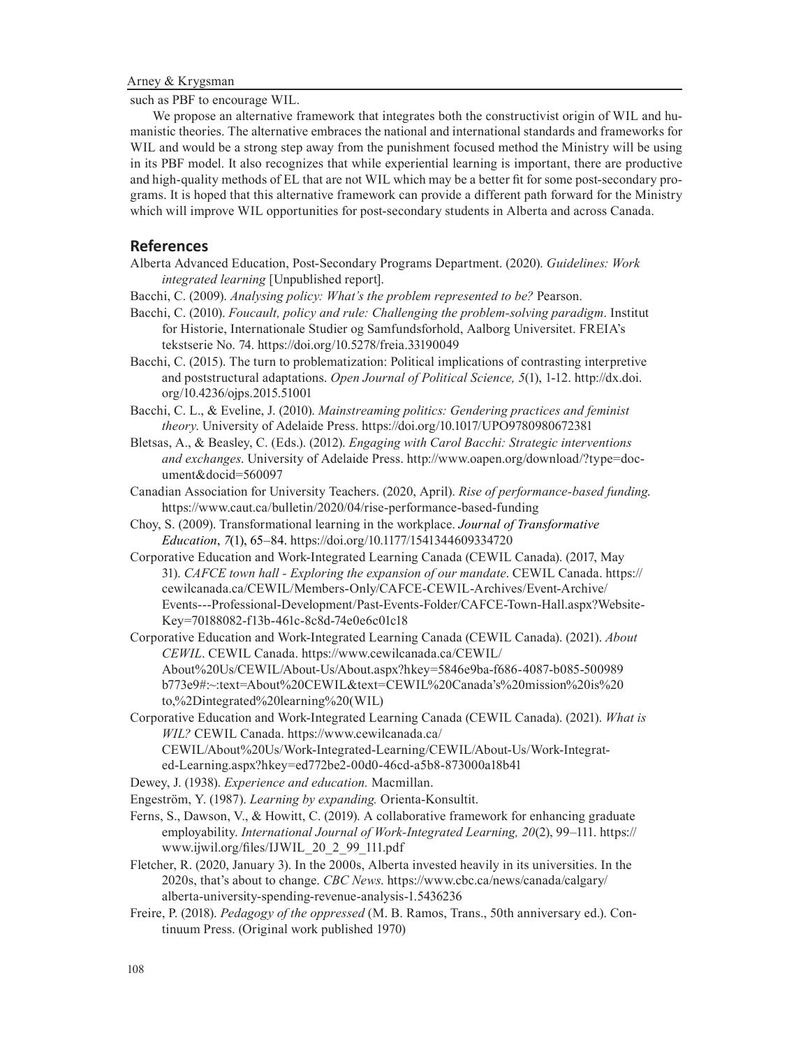such as PBF to encourage WIL.

We propose an alternative framework that integrates both the constructivist origin of WIL and humanistic theories. The alternative embraces the national and international standards and frameworks for WIL and would be a strong step away from the punishment focused method the Ministry will be using in its PBF model. It also recognizes that while experiential learning is important, there are productive and high-quality methods of EL that are not WIL which may be a better fit for some post-secondary programs. It is hoped that this alternative framework can provide a different path forward for the Ministry which will improve WIL opportunities for post-secondary students in Alberta and across Canada.

## References

Alberta Advanced Education, Post-Secondary Programs Department. (2020). *Guidelines: Work integrated learning* [Unpublished report].

Bacchi, C. (2009). *Analysing policy: What's the problem represented to be?* Pearson.

Bacchi, C. (2010). *Foucault, policy and rule: Challenging the problem-solving paradigm*. Institut for Historie, Internationale Studier og Samfundsforhold, Aalborg Universitet. FREIA's tekstserie No. 74. https://doi.org/10.5278/freia.33190049

Bacchi, C. (2015). The turn to problematization: Political implications of contrasting interpretive and poststructural adaptations. *Open Journal of Political Science, 5*(1), 1-12. http://dx.doi.org/10.4236/ojps.2015.51001

Bacchi, C. L., & Eveline, J. (2010). *Mainstreaming politics: Gendering practices and feminist theory*. University of Adelaide Press. https://doi.org/10.1017/UPO9780980672381

Bletsas, A., & Beasley, C. (Eds.). (2012). *Engaging with Carol Bacchi: Strategic interventions and exchanges*. University of Adelaide Press. http://www.oapen.org/download/?type=document&docid=560097

Canadian Association for University Teachers. (2020, April). *Rise of performance-based funding*. https://www.caut.ca/bulletin/2020/04/rise-performance-based-funding

Choy, S. (2009). Transformational learning in the workplace. *Journal of Transformative Education*, *7*(1), 65–84. https://doi.org/10.1177/1541344609334720

Corporative Education and Work-Integrated Learning Canada (CEWIL Canada). (2017, May 31). *CAFCE town hall - Exploring the expansion of our mandate*. CEWIL Canada. https://cewilcanada.ca/CEWIL/Members-Only/CAFCE-CEWIL-Archives/Event-Archive/Events---Professional-Development/Past-Events-Folder/CAFCE-Town-Hall.aspx?WebsiteKey=70188082-f13b-461c-8c8d-74e0e6c01c18

Corporative Education and Work-Integrated Learning Canada (CEWIL Canada). (2021). *About CEWIL*. CEWIL Canada. https://www.cewilcanada.ca/CEWIL/About%20Us/CEWIL/About-Us/About.aspx?hkey=5846e9ba-f686-4087-b085-500989b773e9#:~:text=About%20CEWIL&text=CEWIL%20Canada's%20mission%20is%20to,%2Dintegrated%20learning%20(WIL)

Corporative Education and Work-Integrated Learning Canada (CEWIL Canada). (2021). *What is WIL?* CEWIL Canada. https://www.cewilcanada.ca/CEWIL/About%20Us/Work-Integrated-Learning/CEWIL/About-Us/Work-Integrated-Learning.aspx?hkey=ed772be2-00d0-46cd-a5b8-873000a18b41

Dewey, J. (1938). *Experience and education.* Macmillan.

Engeström, Y. (1987). *Learning by expanding.* Orienta-Konsultit.

Ferns, S., Dawson, V., & Howitt, C. (2019). A collaborative framework for enhancing graduate employability. *International Journal of Work-Integrated Learning, 20*(2), 99–111. https://www.ijwil.org/files/IJWIL_20_2_99_111.pdf

Fletcher, R. (2020, January 3). In the 2000s, Alberta invested heavily in its universities. In the 2020s, that's about to change. *CBC News*. https://www.cbc.ca/news/canada/calgary/alberta-university-spending-revenue-analysis-1.5436236

Freire, P. (2018). *Pedagogy of the oppressed* (M. B. Ramos, Trans., 50th anniversary ed.). Continuum Press. (Original work published 1970)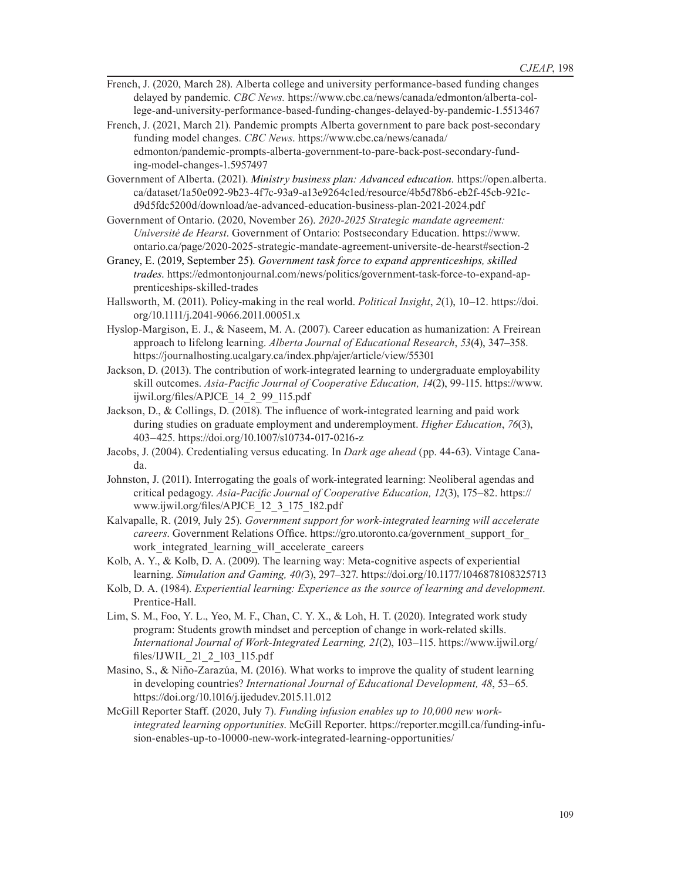French, J. (2020, March 28). Alberta college and university performance-based funding changes delayed by pandemic. *CBC News.* https://www.cbc.ca/news/canada/edmonton/alberta-college-and-university-performance-based-funding-changes-delayed-by-pandemic-1.5513467

French, J. (2021, March 21). Pandemic prompts Alberta government to pare back post-secondary funding model changes. *CBC News*. https://www.cbc.ca/news/canada/edmonton/pandemic-prompts-alberta-government-to-pare-back-post-secondary-funding-model-changes-1.5957497

Government of Alberta. (2021). *Ministry business plan: Advanced education.* https://open.alberta.ca/dataset/1a50e092-9b23-4f7c-93a9-a13e9264c1ed/resource/4b5d78b6-eb2f-45cb-921c-d9d5fdc5200d/download/ae-advanced-education-business-plan-2021-2024.pdf

Government of Ontario. (2020, November 26). *2020-2025 Strategic mandate agreement: Université de Hearst*. Government of Ontario: Postsecondary Education. https://www.ontario.ca/page/2020-2025-strategic-mandate-agreement-universite-de-hearst#section-2

Graney, E. (2019, September 25). *Government task force to expand apprenticeships, skilled trades*. https://edmontonjournal.com/news/politics/government-task-force-to-expand-apprenticeships-skilled-trades

Hallsworth, M. (2011). Policy-making in the real world. *Political Insight*, *2*(1), 10–12. https://doi.org/10.1111/j.2041-9066.2011.00051.x

Hyslop-Margison, E. J., & Naseem, M. A. (2007). Career education as humanization: A Freirean approach to lifelong learning. *Alberta Journal of Educational Research*, *53*(4), 347–358. https://journalhosting.ucalgary.ca/index.php/ajer/article/view/55301

Jackson, D. (2013). The contribution of work-integrated learning to undergraduate employability skill outcomes. *Asia-Pacific Journal of Cooperative Education, 14*(2), 99-115. https://www.ijwil.org/files/APJCE_14_2_99_115.pdf

Jackson, D., & Collings, D. (2018). The influence of work-integrated learning and paid work during studies on graduate employment and underemployment. *Higher Education*, *76*(3), 403–425. https://doi.org/10.1007/s10734-017-0216-z

Jacobs, J. (2004). Credentialing versus educating. In *Dark age ahead* (pp. 44-63). Vintage Canada.

Johnston, J. (2011). Interrogating the goals of work-integrated learning: Neoliberal agendas and critical pedagogy. *Asia-Pacific Journal of Cooperative Education, 12*(3), 175–82. https://www.ijwil.org/files/APJCE_12_3_175_182.pdf

Kalvapalle, R. (2019, July 25). *Government support for work-integrated learning will accelerate careers*. Government Relations Office. https://gro.utoronto.ca/government_support_for_work_integrated_learning_will_accelerate_careers

Kolb, A. Y., & Kolb, D. A. (2009). The learning way: Meta-cognitive aspects of experiential learning. *Simulation and Gaming, 40(*3), 297–327. https://doi.org/10.1177/1046878108325713

Kolb, D. A. (1984). *Experiential learning: Experience as the source of learning and development*. Prentice-Hall.

Lim, S. M., Foo, Y. L., Yeo, M. F., Chan, C. Y. X., & Loh, H. T. (2020). Integrated work study program: Students growth mindset and perception of change in work-related skills. *International Journal of Work-Integrated Learning, 21*(2), 103–115. https://www.ijwil.org/files/IJWIL_21_2_103_115.pdf

Masino, S., & Niño-Zarazúa, M. (2016). What works to improve the quality of student learning in developing countries? *International Journal of Educational Development, 48*, 53–65. https://doi.org/10.1016/j.ijedudev.2015.11.012

McGill Reporter Staff. (2020, July 7). *Funding infusion enables up to 10,000 new work-integrated learning opportunities*. McGill Reporter. https://reporter.mcgill.ca/funding-infusion-enables-up-to-10000-new-work-integrated-learning-opportunities/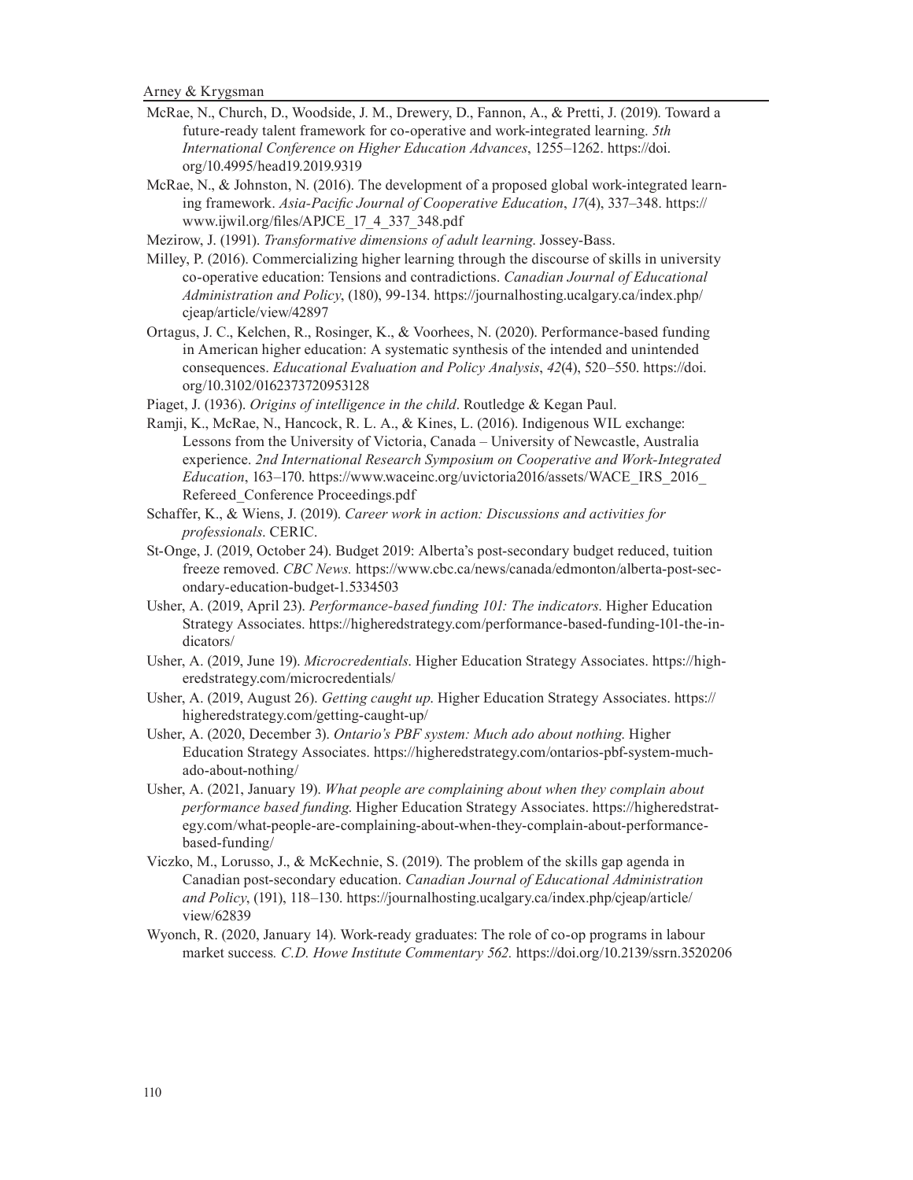McRae, N., Church, D., Woodside, J. M., Drewery, D., Fannon, A., & Pretti, J. (2019). Toward a future-ready talent framework for co-operative and work-integrated learning. *5th International Conference on Higher Education Advances*, 1255–1262. https://doi.org/10.4995/head19.2019.9319

McRae, N., & Johnston, N. (2016). The development of a proposed global work-integrated learning framework. *Asia-Pacific Journal of Cooperative Education*, *17*(4), 337–348. https://www.ijwil.org/files/APJCE_17_4_337_348.pdf

Mezirow, J. (1991). *Transformative dimensions of adult learning*. Jossey-Bass.

Milley, P. (2016). Commercializing higher learning through the discourse of skills in university co-operative education: Tensions and contradictions. *Canadian Journal of Educational Administration and Policy*, (180), 99-134. https://journalhosting.ucalgary.ca/index.php/cjeap/article/view/42897

Ortagus, J. C., Kelchen, R., Rosinger, K., & Voorhees, N. (2020). Performance-based funding in American higher education: A systematic synthesis of the intended and unintended consequences. *Educational Evaluation and Policy Analysis*, *42*(4), 520–550. https://doi.org/10.3102/0162373720953128

Piaget, J. (1936). *Origins of intelligence in the child*. Routledge & Kegan Paul.

Ramji, K., McRae, N., Hancock, R. L. A., & Kines, L. (2016). Indigenous WIL exchange: Lessons from the University of Victoria, Canada – University of Newcastle, Australia experience. *2nd International Research Symposium on Cooperative and Work-Integrated Education*, 163–170. https://www.waceinc.org/uvictoria2016/assets/WACE_IRS_2016_Refereed_Conference Proceedings.pdf

Schaffer, K., & Wiens, J. (2019). *Career work in action: Discussions and activities for professionals*. CERIC.

St-Onge, J. (2019, October 24). Budget 2019: Alberta's post-secondary budget reduced, tuition freeze removed. *CBC News.* https://www.cbc.ca/news/canada/edmonton/alberta-post-secondary-education-budget-1.5334503

Usher, A. (2019, April 23). *Performance-based funding 101: The indicators*. Higher Education Strategy Associates. https://higheredstrategy.com/performance-based-funding-101-the-indicators/

Usher, A. (2019, June 19). *Microcredentials*. Higher Education Strategy Associates. https://higheredstrategy.com/microcredentials/

Usher, A. (2019, August 26). *Getting caught up*. Higher Education Strategy Associates. https://higheredstrategy.com/getting-caught-up/

Usher, A. (2020, December 3). *Ontario's PBF system: Much ado about nothing*. Higher Education Strategy Associates. https://higheredstrategy.com/ontarios-pbf-system-much-ado-about-nothing/

Usher, A. (2021, January 19). *What people are complaining about when they complain about performance based funding*. Higher Education Strategy Associates. https://higheredstrategy.com/what-people-are-complaining-about-when-they-complain-about-performance-based-funding/

Viczko, M., Lorusso, J., & McKechnie, S. (2019). The problem of the skills gap agenda in Canadian post-secondary education. *Canadian Journal of Educational Administration and Policy*, (191), 118–130. https://journalhosting.ucalgary.ca/index.php/cjeap/article/view/62839

Wyonch, R. (2020, January 14). Work-ready graduates: The role of co-op programs in labour market success*. C.D. Howe Institute Commentary 562.* https://doi.org/10.2139/ssrn.3520206